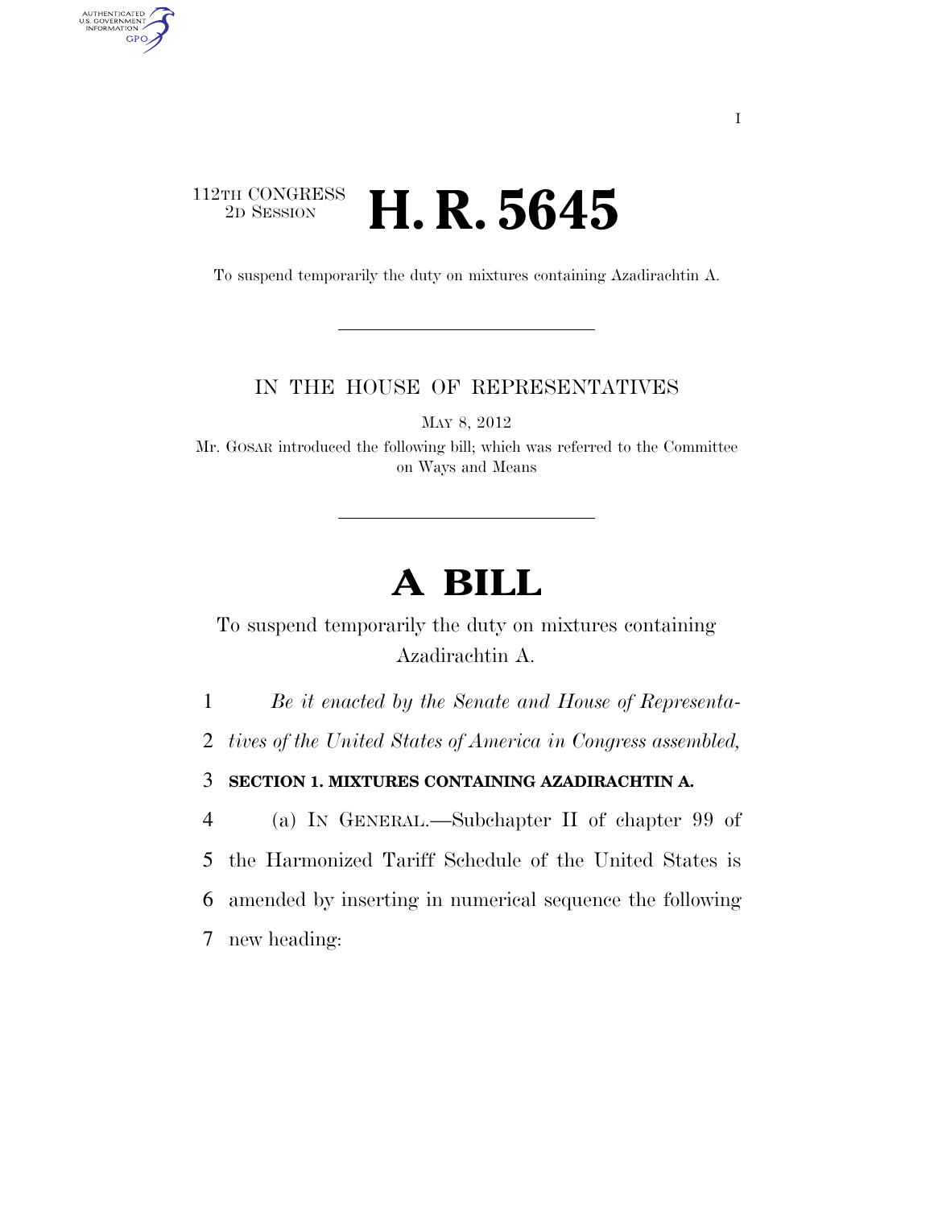112TH CONGRESS
2D SESSION

# H. R. 5645

To suspend temporarily the duty on mixtures containing Azadirachtin A.

IN THE HOUSE OF REPRESENTATIVES

MAY 8, 2012

Mr. GOSAR introduced the following bill; which was referred to the Committee on Ways and Means

# A BILL

To suspend temporarily the duty on mixtures containing Azadirachtin A.

1 *Be it enacted by the Senate and House of Representa-*
2 *tives of the United States of America in Congress assembled,*

3 **SECTION 1. MIXTURES CONTAINING AZADIRACHTIN A.**

4 (a) IN GENERAL.—Subchapter II of chapter 99 of
5 the Harmonized Tariff Schedule of the United States is
6 amended by inserting in numerical sequence the following
7 new heading: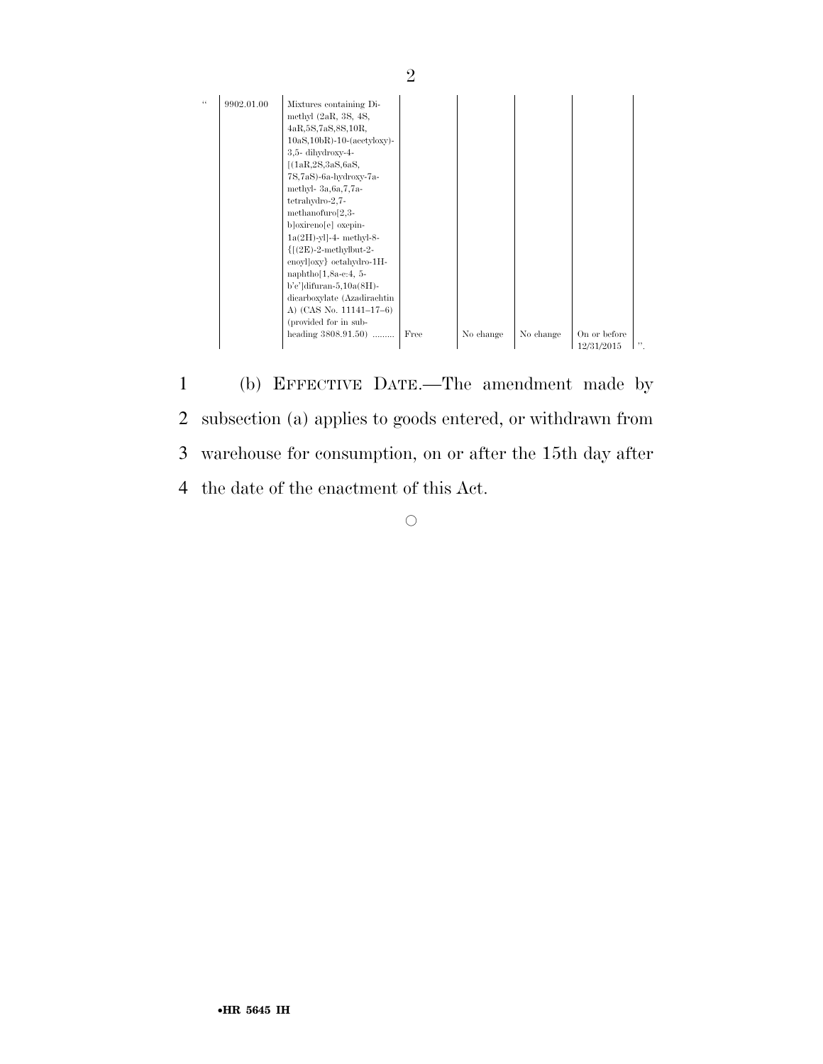| | | | | | | | |
|---|---|---|---|---|---|---|---|
| " | 9902.01.00 | Mixtures containing Dimethyl (2aR, 3S, 4S, 4aR,5S,7aS,8S,10R, 10aS,10bR)-10-(acetyloxy)-3,5- dihydroxy-4-[(1aR,2S,3aS,6aS, 7S,7aS)-6a-hydroxy-7a-methyl- 3a,6a,7,7a-tetrahydro-2,7-methanofuro[2,3-b]oxireno[e] oxepin-1a(2H)-yl]-4- methyl-8-{[(2E)-2-methylbut-2-enoyl]oxy} octahydro-1H-naphtho[1,8a-c:4, 5-b'c']difuran-5,10a(8H)-dicarboxylate (Azadirachtin A) (CAS No. 11141–17–6) (provided for in subheading 3808.91.50) ......... | Free | No change | No change | On or before 12/31/2015 | ". |

1 (b) EFFECTIVE DATE.—The amendment made by
2 subsection (a) applies to goods entered, or withdrawn from
3 warehouse for consumption, on or after the 15th day after
4 the date of the enactment of this Act.

○

•HR 5645 IH